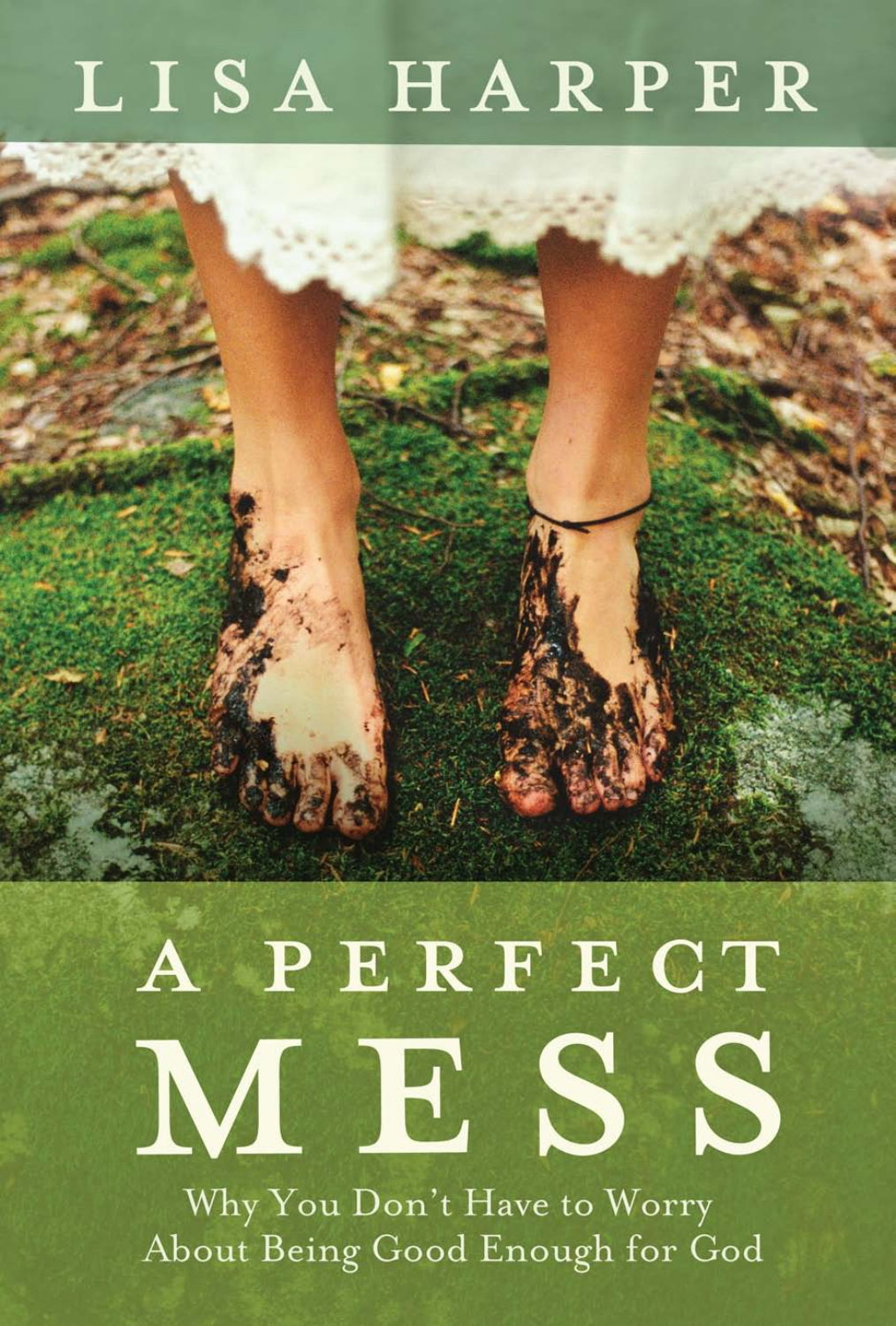LISA HARPER

# A PERFECT MESS

## Why You Don't Have to Worry About Being Good Enough for God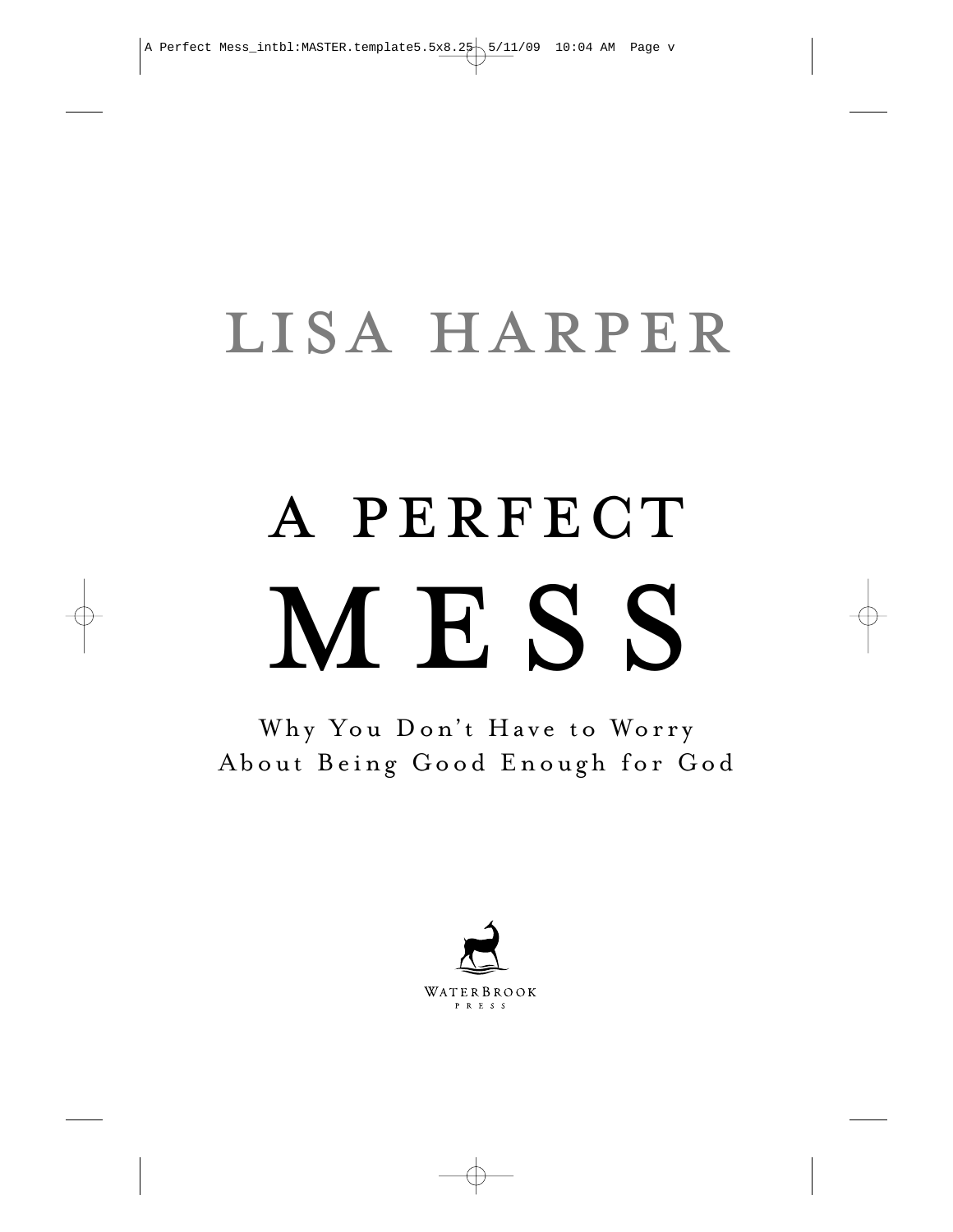LISA HARPER

# A PERFECT MESS

## Why You Don't Have to Worry About Being Good Enough for God

WATERBROOK PRESS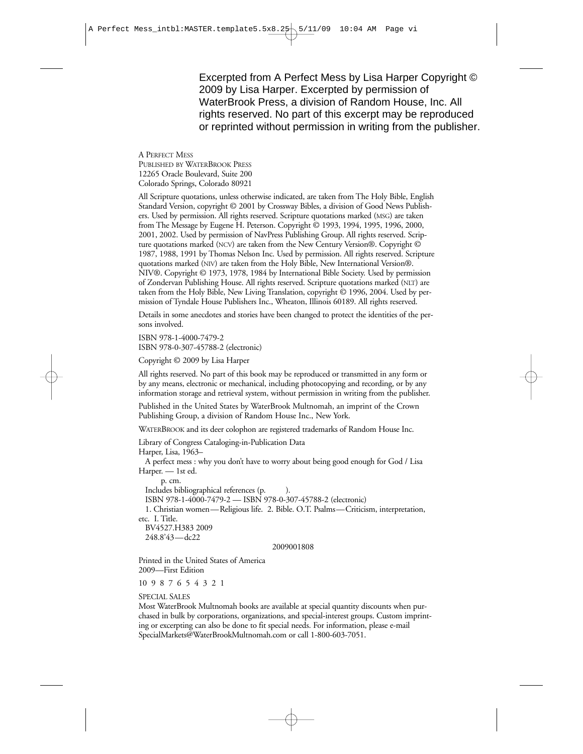Excerpted from A Perfect Mess by Lisa Harper Copyright © 2009 by Lisa Harper. Excerpted by permission of WaterBrook Press, a division of Random House, Inc. All rights reserved. No part of this excerpt may be reproduced or reprinted without permission in writing from the publisher.

A Perfect Mess
Published by WaterBrook Press
12265 Oracle Boulevard, Suite 200
Colorado Springs, Colorado 80921

All Scripture quotations, unless otherwise indicated, are taken from The Holy Bible, English Standard Version, copyright © 2001 by Crossway Bibles, a division of Good News Publishers. Used by permission. All rights reserved. Scripture quotations marked (MSG) are taken from The Message by Eugene H. Peterson. Copyright © 1993, 1994, 1995, 1996, 2000, 2001, 2002. Used by permission of NavPress Publishing Group. All rights reserved. Scripture quotations marked (NCV) are taken from the New Century Version®. Copyright © 1987, 1988, 1991 by Thomas Nelson Inc. Used by permission. All rights reserved. Scripture quotations marked (NIV) are taken from the Holy Bible, New International Version®. NIV®. Copyright © 1973, 1978, 1984 by International Bible Society. Used by permission of Zondervan Publishing House. All rights reserved. Scripture quotations marked (NLT) are taken from the Holy Bible, New Living Translation, copyright © 1996, 2004. Used by permission of Tyndale House Publishers Inc., Wheaton, Illinois 60189. All rights reserved.

Details in some anecdotes and stories have been changed to protect the identities of the persons involved.

ISBN 978-1-4000-7479-2
ISBN 978-0-307-45788-2 (electronic)

Copyright © 2009 by Lisa Harper

All rights reserved. No part of this book may be reproduced or transmitted in any form or by any means, electronic or mechanical, including photocopying and recording, or by any information storage and retrieval system, without permission in writing from the publisher.

Published in the United States by WaterBrook Multnomah, an imprint of the Crown Publishing Group, a division of Random House Inc., New York.

WaterBrook and its deer colophon are registered trademarks of Random House Inc.

Library of Congress Cataloging-in-Publication Data
Harper, Lisa, 1963–
A perfect mess : why you don't have to worry about being good enough for God / Lisa Harper. — 1st ed.
p. cm.
Includes bibliographical references (p. ).
ISBN 978-1-4000-7479-2 — ISBN 978-0-307-45788-2 (electronic)
1. Christian women—Religious life. 2. Bible. O.T. Psalms—Criticism, interpretation, etc. I. Title.
BV4527.H383 2009
248.8'43—dc22

2009001808

Printed in the United States of America
2009—First Edition

10 9 8 7 6 5 4 3 2 1

Special Sales
Most WaterBrook Multnomah books are available at special quantity discounts when purchased in bulk by corporations, organizations, and special-interest groups. Custom imprinting or excerpting can also be done to fit special needs. For information, please e-mail SpecialMarkets@WaterBrookMultnomah.com or call 1-800-603-7051.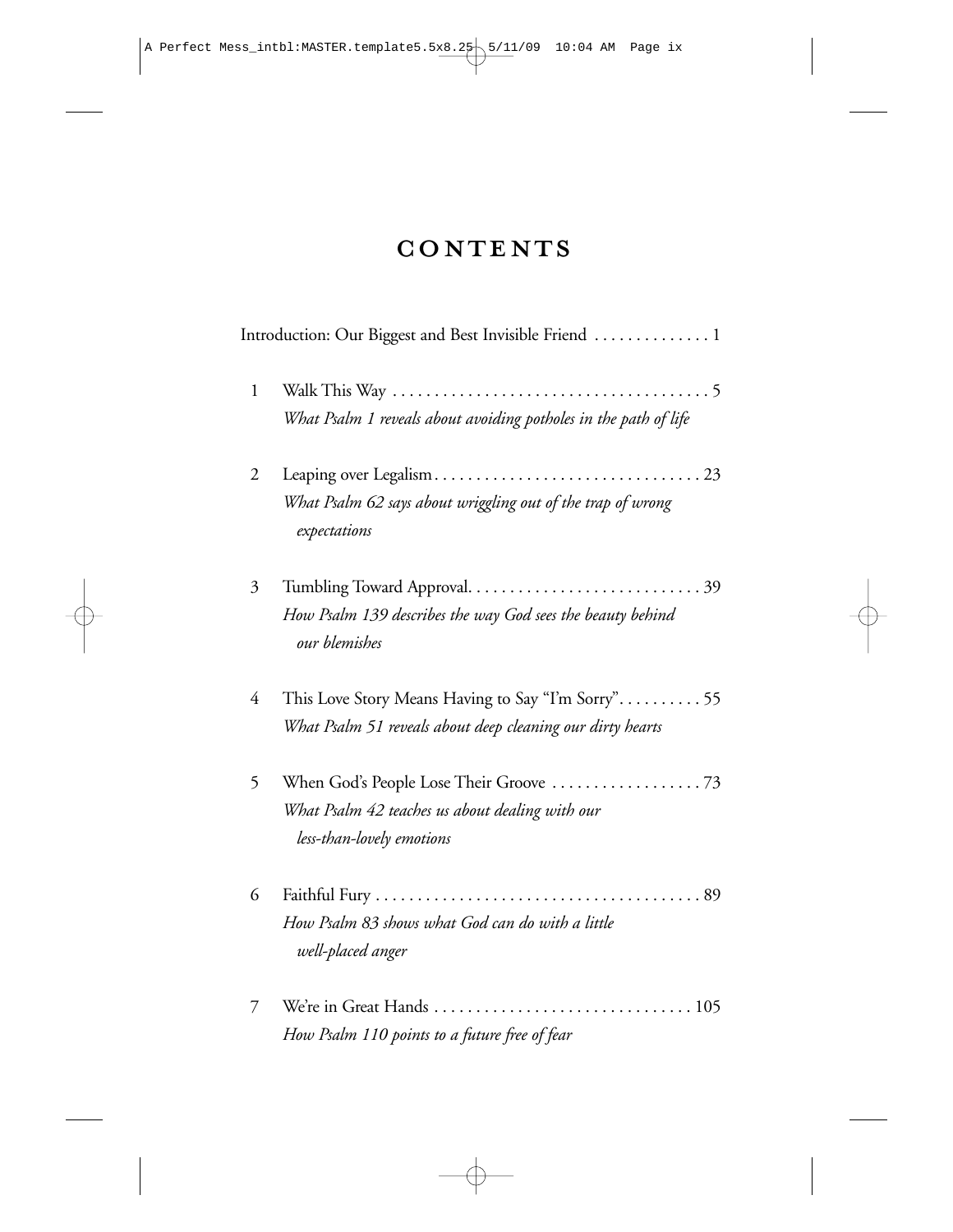# CONTENTS

Introduction: Our Biggest and Best Invisible Friend . . . . . . . . . . . . . 1

1 Walk This Way . . . . . . . . . . . . . . . . . . . . . . . . . . . . . . . . . . . . . . 5
*What Psalm 1 reveals about avoiding potholes in the path of life*

2 Leaping over Legalism . . . . . . . . . . . . . . . . . . . . . . . . . . . . . . . . 23
*What Psalm 62 says about wriggling out of the trap of wrong expectations*

3 Tumbling Toward Approval. . . . . . . . . . . . . . . . . . . . . . . . . . . . 39
*How Psalm 139 describes the way God sees the beauty behind our blemishes*

4 This Love Story Means Having to Say "I'm Sorry". . . . . . . . . . 55
*What Psalm 51 reveals about deep cleaning our dirty hearts*

5 When God's People Lose Their Groove . . . . . . . . . . . . . . . . . . 73
*What Psalm 42 teaches us about dealing with our less-than-lovely emotions*

6 Faithful Fury . . . . . . . . . . . . . . . . . . . . . . . . . . . . . . . . . . . . . . . 89
*How Psalm 83 shows what God can do with a little well-placed anger*

7 We're in Great Hands . . . . . . . . . . . . . . . . . . . . . . . . . . . . . . . 105
*How Psalm 110 points to a future free of fear*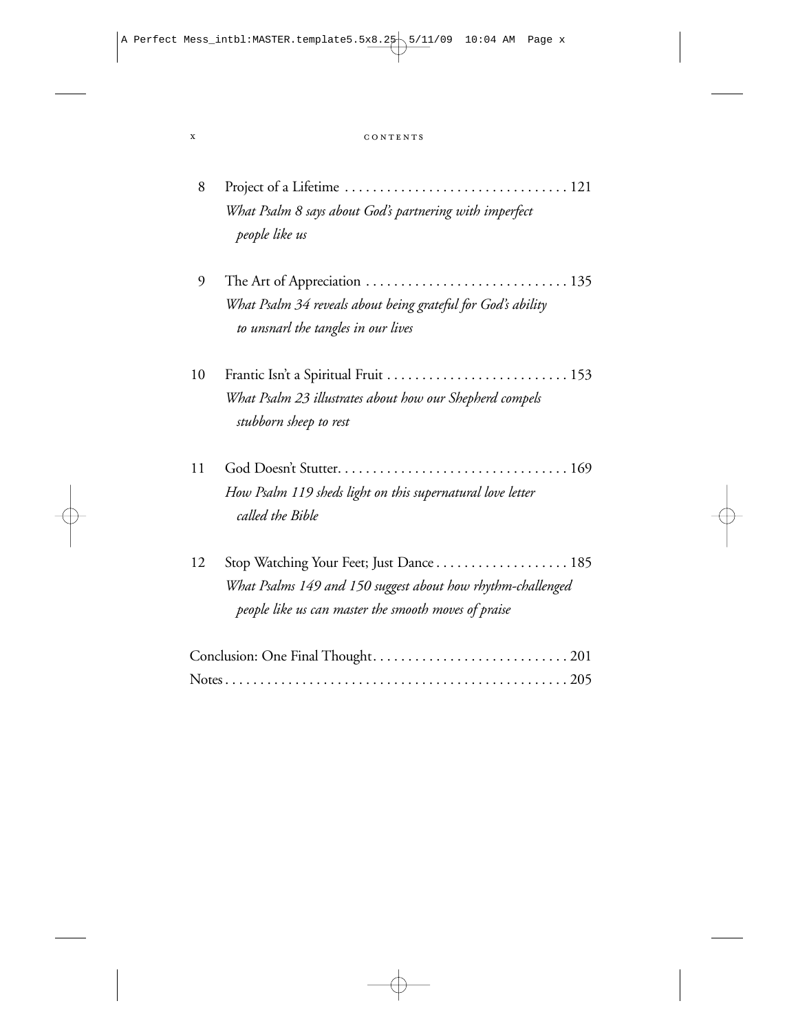8 Project of a Lifetime . . . . . . . . . . . . . . . . . . . . . . . . . . . . . . . . 121
*What Psalm 8 says about God's partnering with imperfect people like us*

9 The Art of Appreciation . . . . . . . . . . . . . . . . . . . . . . . . . . . . . 135
*What Psalm 34 reveals about being grateful for God's ability to unsnarl the tangles in our lives*

10 Frantic Isn't a Spiritual Fruit . . . . . . . . . . . . . . . . . . . . . . . . . . 153
*What Psalm 23 illustrates about how our Shepherd compels stubborn sheep to rest*

11 God Doesn't Stutter. . . . . . . . . . . . . . . . . . . . . . . . . . . . . . . . . 169
*How Psalm 119 sheds light on this supernatural love letter called the Bible*

12 Stop Watching Your Feet; Just Dance . . . . . . . . . . . . . . . . . . . 185
*What Psalms 149 and 150 suggest about how rhythm-challenged people like us can master the smooth moves of praise*

Conclusion: One Final Thought. . . . . . . . . . . . . . . . . . . . . . . . . . . . 201

Notes. . . . . . . . . . . . . . . . . . . . . . . . . . . . . . . . . . . . . . . . . . . . . . . . . 205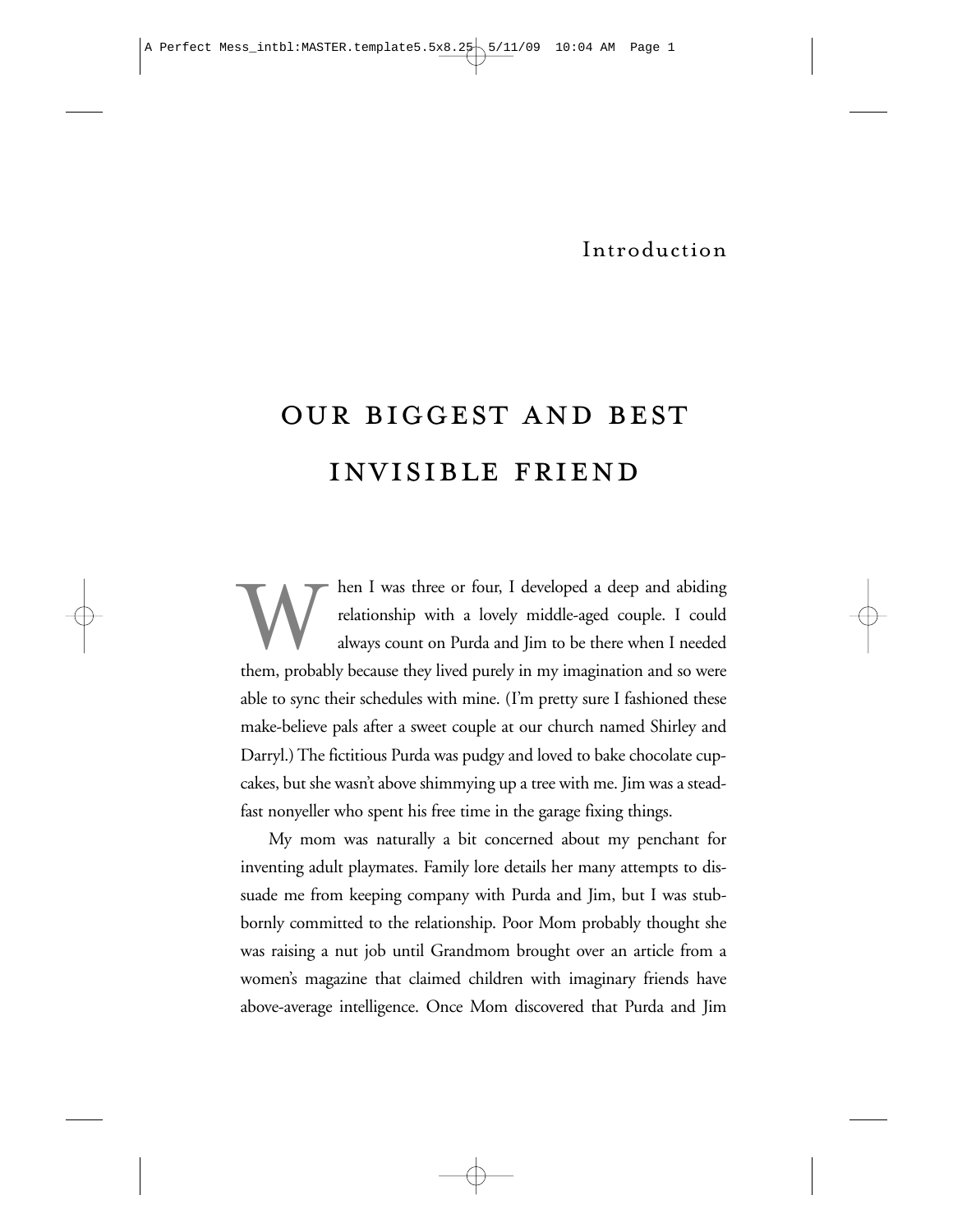## Introduction

# OUR BIGGEST AND BEST INVISIBLE FRIEND

When I was three or four, I developed a deep and abiding relationship with a lovely middle-aged couple. I could always count on Purda and Jim to be there when I needed them, probably because they lived purely in my imagination and so were able to sync their schedules with mine. (I'm pretty sure I fashioned these make-believe pals after a sweet couple at our church named Shirley and Darryl.) The fictitious Purda was pudgy and loved to bake chocolate cupcakes, but she wasn't above shimmying up a tree with me. Jim was a steadfast nonyeller who spent his free time in the garage fixing things.

My mom was naturally a bit concerned about my penchant for inventing adult playmates. Family lore details her many attempts to dissuade me from keeping company with Purda and Jim, but I was stubbornly committed to the relationship. Poor Mom probably thought she was raising a nut job until Grandmom brought over an article from a women's magazine that claimed children with imaginary friends have above-average intelligence. Once Mom discovered that Purda and Jim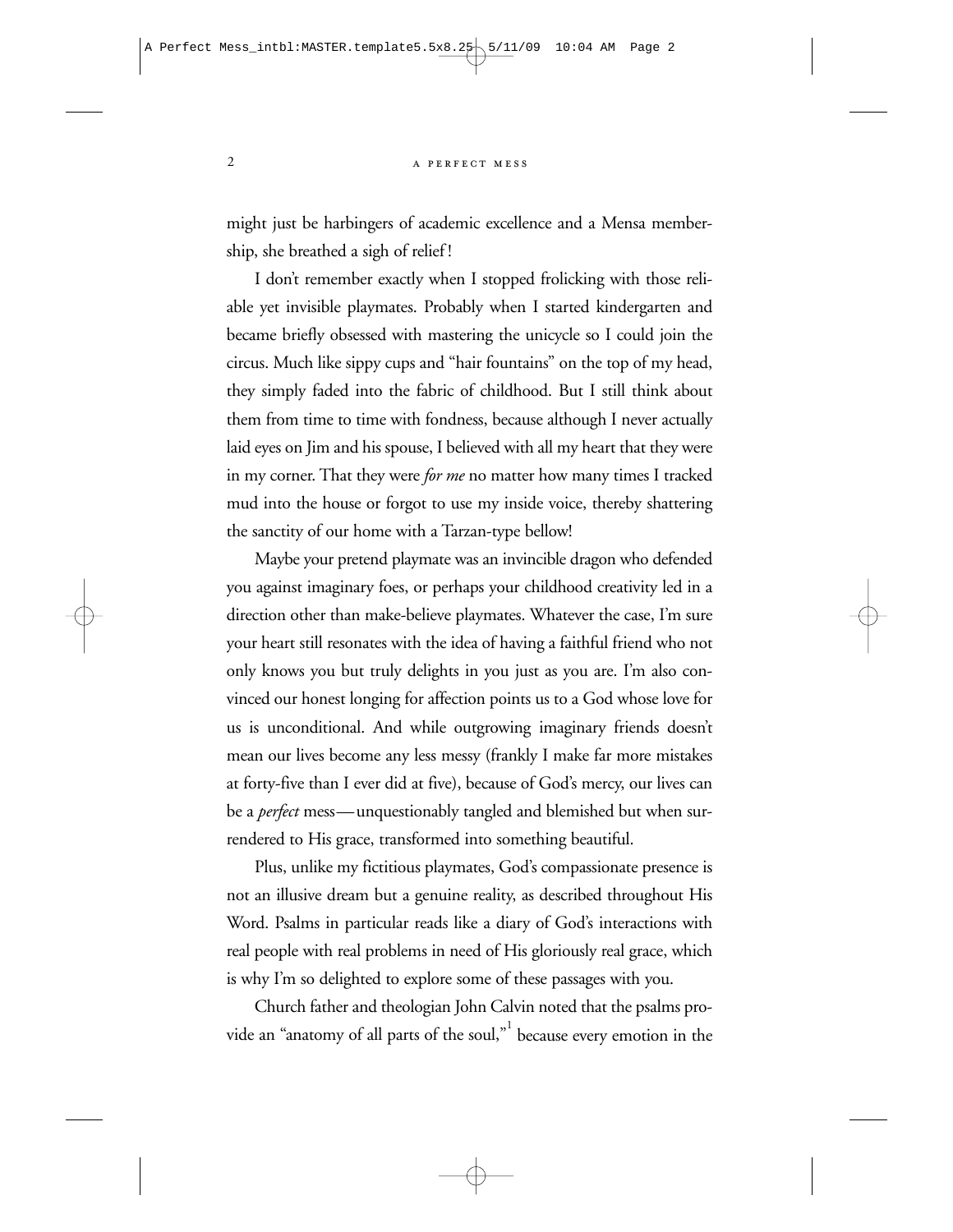might just be harbingers of academic excellence and a Mensa membership, she breathed a sigh of relief!

I don't remember exactly when I stopped frolicking with those reliable yet invisible playmates. Probably when I started kindergarten and became briefly obsessed with mastering the unicycle so I could join the circus. Much like sippy cups and "hair fountains" on the top of my head, they simply faded into the fabric of childhood. But I still think about them from time to time with fondness, because although I never actually laid eyes on Jim and his spouse, I believed with all my heart that they were in my corner. That they were *for me* no matter how many times I tracked mud into the house or forgot to use my inside voice, thereby shattering the sanctity of our home with a Tarzan-type bellow!

Maybe your pretend playmate was an invincible dragon who defended you against imaginary foes, or perhaps your childhood creativity led in a direction other than make-believe playmates. Whatever the case, I'm sure your heart still resonates with the idea of having a faithful friend who not only knows you but truly delights in you just as you are. I'm also convinced our honest longing for affection points us to a God whose love for us is unconditional. And while outgrowing imaginary friends doesn't mean our lives become any less messy (frankly I make far more mistakes at forty-five than I ever did at five), because of God's mercy, our lives can be a *perfect* mess—unquestionably tangled and blemished but when surrendered to His grace, transformed into something beautiful.

Plus, unlike my fictitious playmates, God's compassionate presence is not an illusive dream but a genuine reality, as described throughout His Word. Psalms in particular reads like a diary of God's interactions with real people with real problems in need of His gloriously real grace, which is why I'm so delighted to explore some of these passages with you.

Church father and theologian John Calvin noted that the psalms provide an "anatomy of all parts of the soul,"[1] because every emotion in the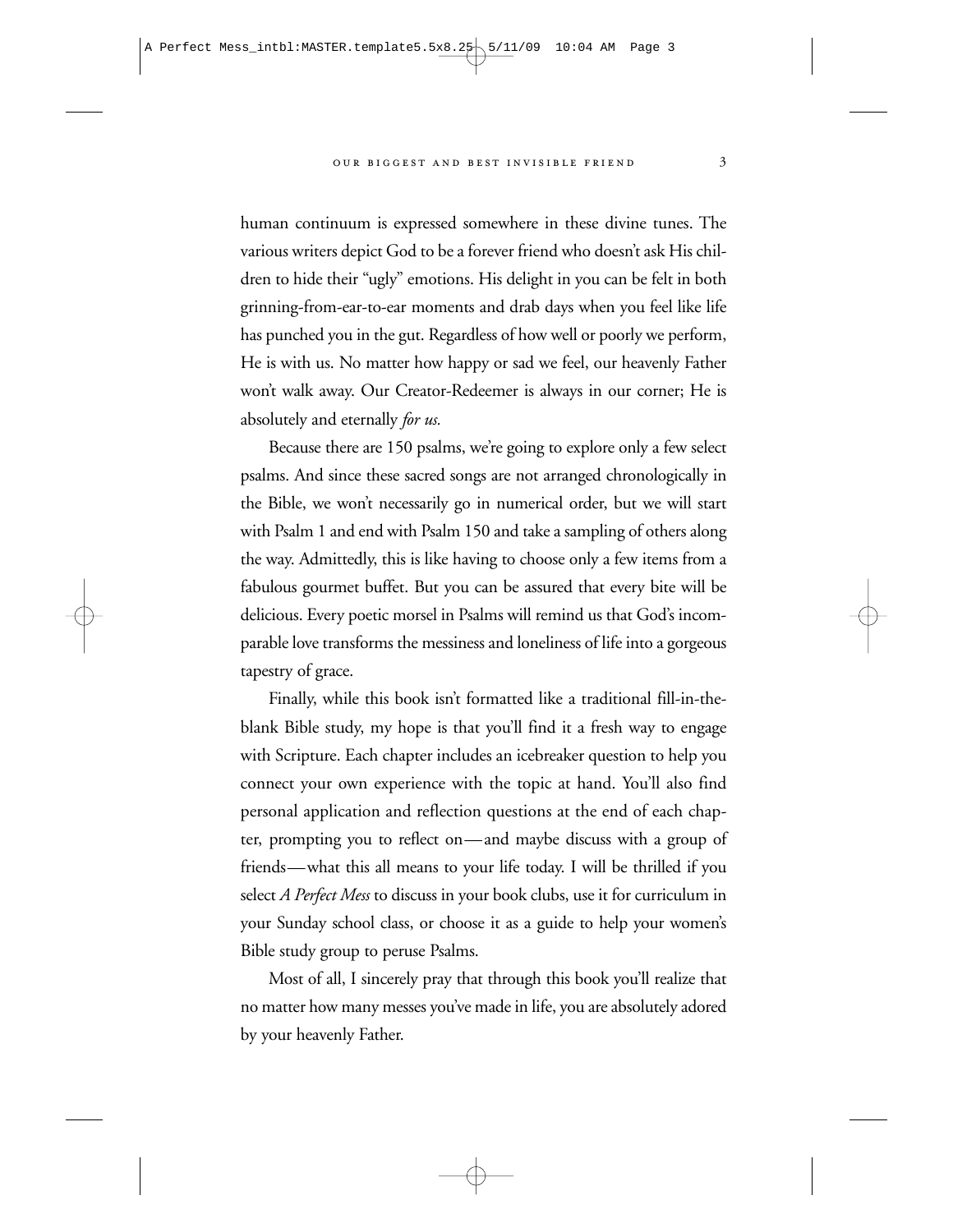human continuum is expressed somewhere in these divine tunes. The various writers depict God to be a forever friend who doesn't ask His children to hide their "ugly" emotions. His delight in you can be felt in both grinning-from-ear-to-ear moments and drab days when you feel like life has punched you in the gut. Regardless of how well or poorly we perform, He is with us. No matter how happy or sad we feel, our heavenly Father won't walk away. Our Creator-Redeemer is always in our corner; He is absolutely and eternally *for us.*

Because there are 150 psalms, we're going to explore only a few select psalms. And since these sacred songs are not arranged chronologically in the Bible, we won't necessarily go in numerical order, but we will start with Psalm 1 and end with Psalm 150 and take a sampling of others along the way. Admittedly, this is like having to choose only a few items from a fabulous gourmet buffet. But you can be assured that every bite will be delicious. Every poetic morsel in Psalms will remind us that God's incomparable love transforms the messiness and loneliness of life into a gorgeous tapestry of grace.

Finally, while this book isn't formatted like a traditional fill-in-the-blank Bible study, my hope is that you'll find it a fresh way to engage with Scripture. Each chapter includes an icebreaker question to help you connect your own experience with the topic at hand. You'll also find personal application and reflection questions at the end of each chapter, prompting you to reflect on—and maybe discuss with a group of friends—what this all means to your life today. I will be thrilled if you select *A Perfect Mess* to discuss in your book clubs, use it for curriculum in your Sunday school class, or choose it as a guide to help your women's Bible study group to peruse Psalms.

Most of all, I sincerely pray that through this book you'll realize that no matter how many messes you've made in life, you are absolutely adored by your heavenly Father.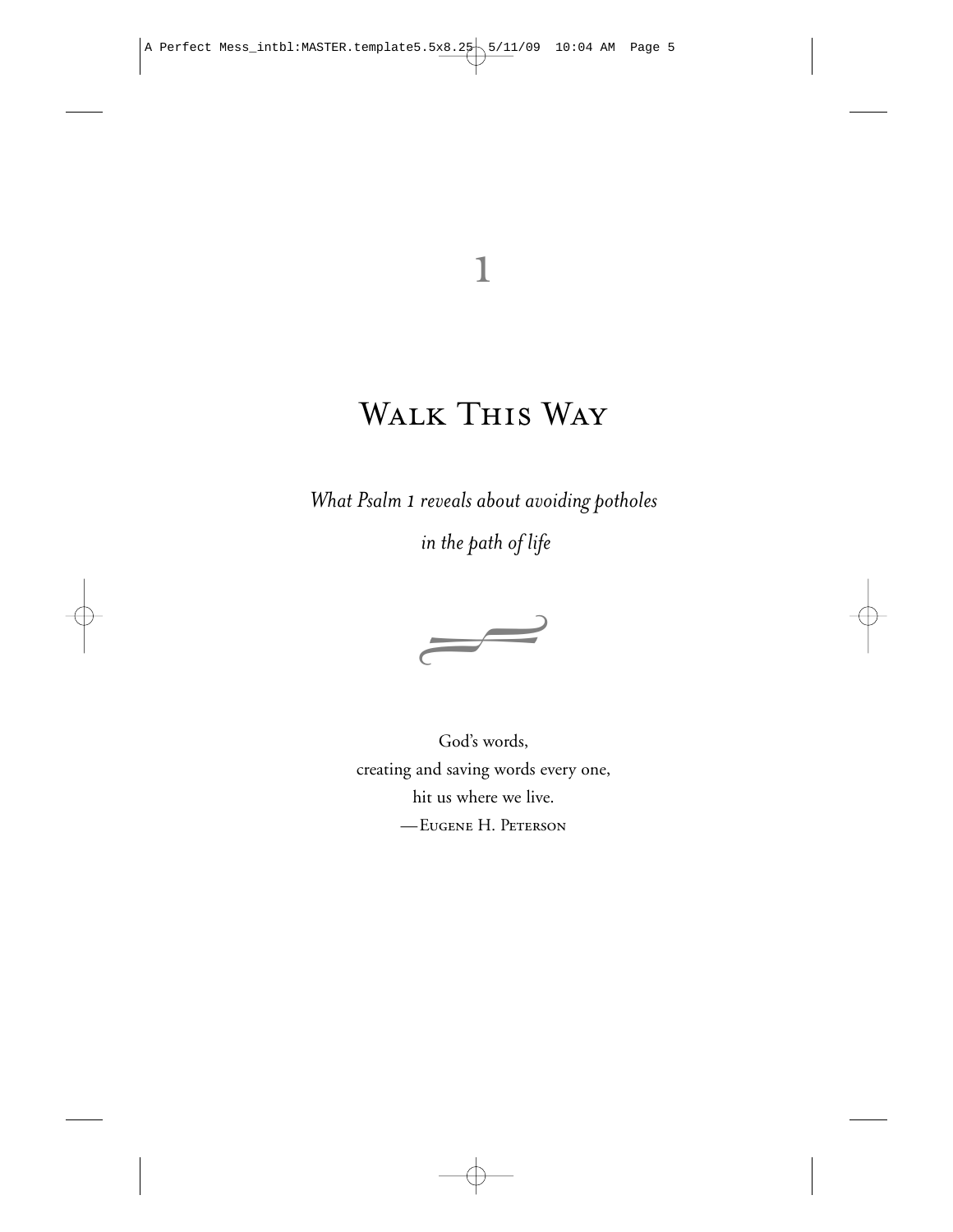# 1

# Walk This Way

*What Psalm 1 reveals about avoiding potholes in the path of life*

God's words,
creating and saving words every one,
hit us where we live.
—Eugene H. Peterson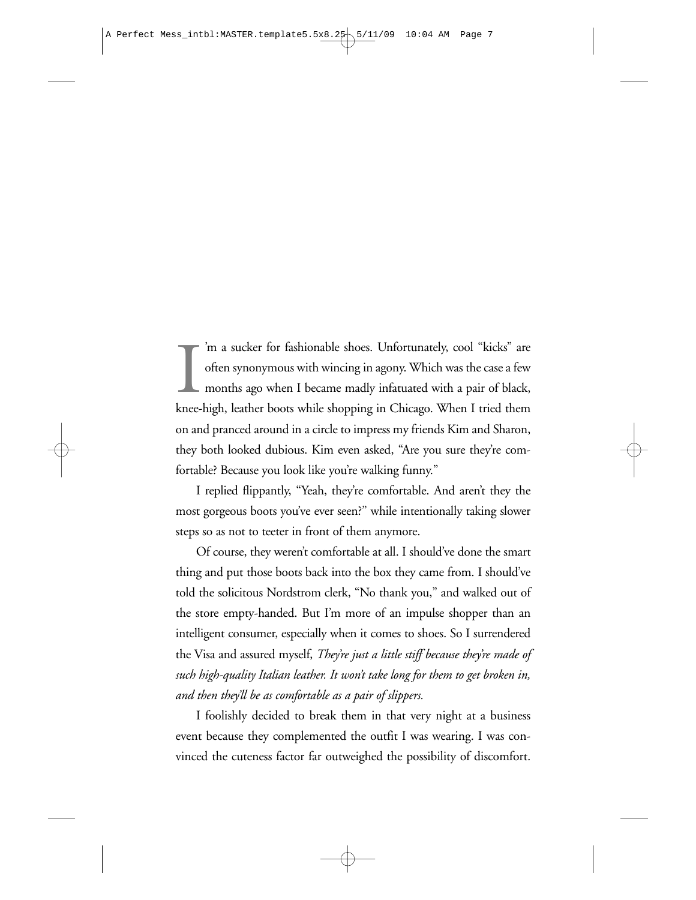I'm a sucker for fashionable shoes. Unfortunately, cool "kicks" are often synonymous with wincing in agony. Which was the case a few months ago when I became madly infatuated with a pair of black, knee-high, leather boots while shopping in Chicago. When I tried them on and pranced around in a circle to impress my friends Kim and Sharon, they both looked dubious. Kim even asked, "Are you sure they're comfortable? Because you look like you're walking funny."

I replied flippantly, "Yeah, they're comfortable. And aren't they the most gorgeous boots you've ever seen?" while intentionally taking slower steps so as not to teeter in front of them anymore.

Of course, they weren't comfortable at all. I should've done the smart thing and put those boots back into the box they came from. I should've told the solicitous Nordstrom clerk, "No thank you," and walked out of the store empty-handed. But I'm more of an impulse shopper than an intelligent consumer, especially when it comes to shoes. So I surrendered the Visa and assured myself, *They're just a little stiff because they're made of such high-quality Italian leather. It won't take long for them to get broken in, and then they'll be as comfortable as a pair of slippers.*

I foolishly decided to break them in that very night at a business event because they complemented the outfit I was wearing. I was convinced the cuteness factor far outweighed the possibility of discomfort.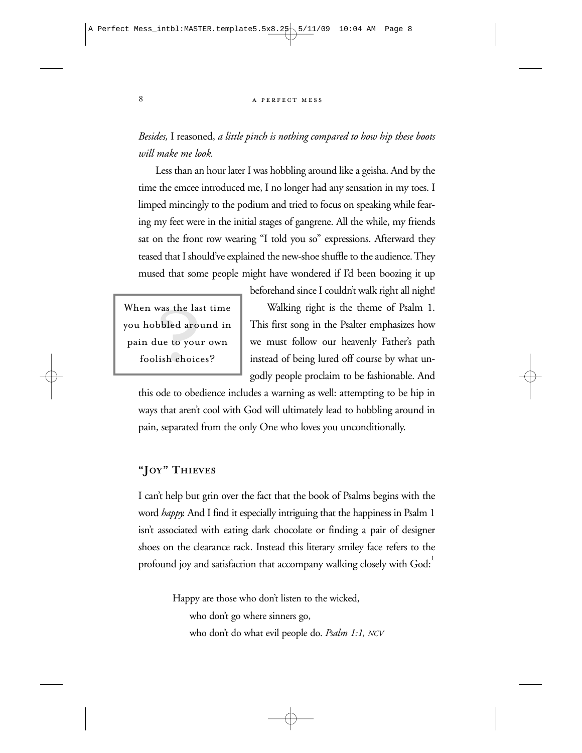*Besides,* I reasoned, *a little pinch is nothing compared to how hip these boots will make me look.*

Less than an hour later I was hobbling around like a geisha. And by the time the emcee introduced me, I no longer had any sensation in my toes. I limped mincingly to the podium and tried to focus on speaking while fearing my feet were in the initial stages of gangrene. All the while, my friends sat on the front row wearing "I told you so" expressions. Afterward they teased that I should've explained the new-shoe shuffle to the audience. They mused that some people might have wondered if I'd been boozing it up beforehand since I couldn't walk right all night!

> When was the last time you hobbled around in pain due to your own foolish choices?

Walking right is the theme of Psalm 1. This first song in the Psalter emphasizes how we must follow our heavenly Father's path instead of being lured off course by what ungodly people proclaim to be fashionable. And this ode to obedience includes a warning as well: attempting to be hip in ways that aren't cool with God will ultimately lead to hobbling around in pain, separated from the only One who loves you unconditionally.

## "Joy" Thieves

I can't help but grin over the fact that the book of Psalms begins with the word *happy.* And I find it especially intriguing that the happiness in Psalm 1 isn't associated with eating dark chocolate or finding a pair of designer shoes on the clearance rack. Instead this literary smiley face refers to the profound joy and satisfaction that accompany walking closely with God:[1]

> Happy are those who don't listen to the wicked,
> who don't go where sinners go,
> who don't do what evil people do. *Psalm 1:1, NCV*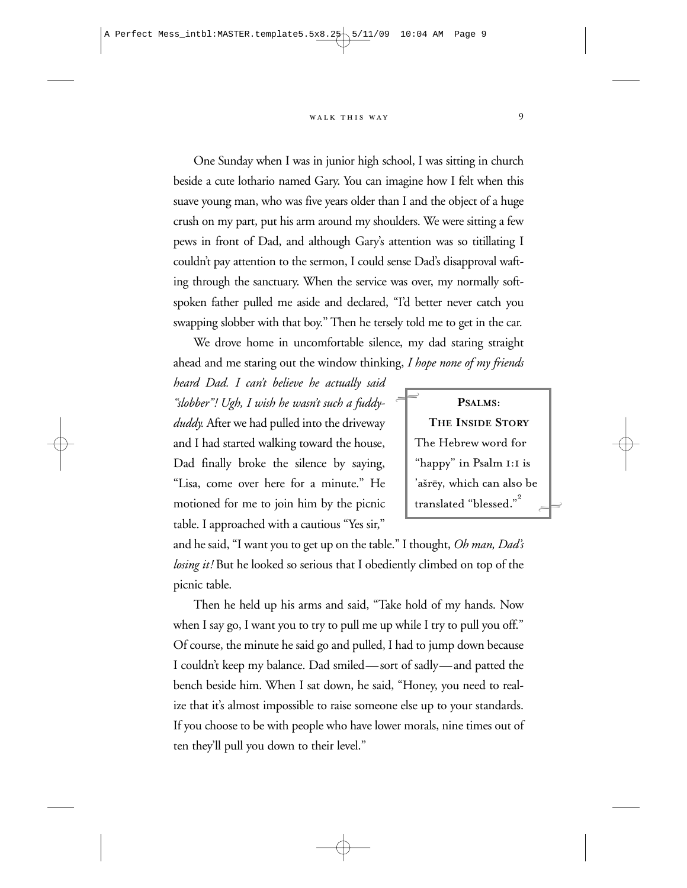One Sunday when I was in junior high school, I was sitting in church beside a cute lothario named Gary. You can imagine how I felt when this suave young man, who was five years older than I and the object of a huge crush on my part, put his arm around my shoulders. We were sitting a few pews in front of Dad, and although Gary's attention was so titillating I couldn't pay attention to the sermon, I could sense Dad's disapproval wafting through the sanctuary. When the service was over, my normally soft-spoken father pulled me aside and declared, "I'd better never catch you swapping slobber with that boy." Then he tersely told me to get in the car.

We drove home in uncomfortable silence, my dad staring straight ahead and me staring out the window thinking, *I hope none of my friends heard Dad. I can't believe he actually said "slobber"! Ugh, I wish he wasn't such a fuddy-duddy.* After we had pulled into the driveway and I had started walking toward the house, Dad finally broke the silence by saying, "Lisa, come over here for a minute." He motioned for me to join him by the picnic table. I approached with a cautious "Yes sir," and he said, "I want you to get up on the table." I thought, *Oh man, Dad's losing it!* But he looked so serious that I obediently climbed on top of the picnic table.

> **PSALMS: THE INSIDE STORY**
>
> The Hebrew word for "happy" in Psalm 1:1 is 'ašrēy, which can also be translated "blessed."[2]

Then he held up his arms and said, "Take hold of my hands. Now when I say go, I want you to try to pull me up while I try to pull you off." Of course, the minute he said go and pulled, I had to jump down because I couldn't keep my balance. Dad smiled—sort of sadly—and patted the bench beside him. When I sat down, he said, "Honey, you need to realize that it's almost impossible to raise someone else up to your standards. If you choose to be with people who have lower morals, nine times out of ten they'll pull you down to their level."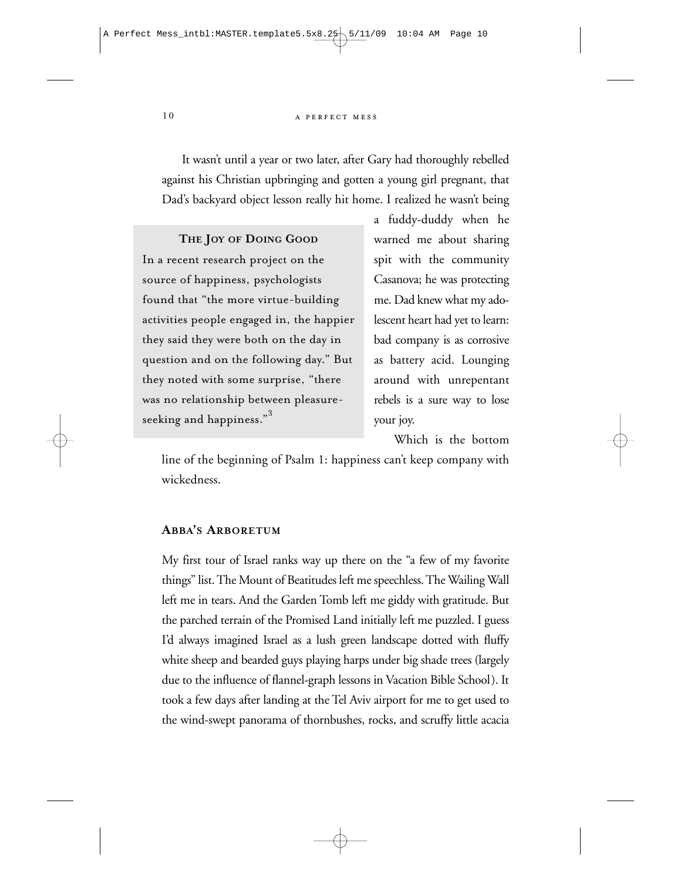It wasn't until a year or two later, after Gary had thoroughly rebelled against his Christian upbringing and gotten a young girl pregnant, that Dad's backyard object lesson really hit home. I realized he wasn't being a fuddy-duddy when he warned me about sharing spit with the community Casanova; he was protecting me. Dad knew what my adolescent heart had yet to learn: bad company is as corrosive as battery acid. Lounging around with unrepentant rebels is a sure way to lose your joy.

> **The Joy of Doing Good**
>
> In a recent research project on the source of happiness, psychologists found that "the more virtue-building activities people engaged in, the happier they said they were both on the day in question and on the following day." But they noted with some surprise, "there was no relationship between pleasure-seeking and happiness."[3]

Which is the bottom line of the beginning of Psalm 1: happiness can't keep company with wickedness.

### Abba's Arboretum

My first tour of Israel ranks way up there on the "a few of my favorite things" list. The Mount of Beatitudes left me speechless. The Wailing Wall left me in tears. And the Garden Tomb left me giddy with gratitude. But the parched terrain of the Promised Land initially left me puzzled. I guess I'd always imagined Israel as a lush green landscape dotted with fluffy white sheep and bearded guys playing harps under big shade trees (largely due to the influence of flannel-graph lessons in Vacation Bible School). It took a few days after landing at the Tel Aviv airport for me to get used to the wind-swept panorama of thornbushes, rocks, and scruffy little acacia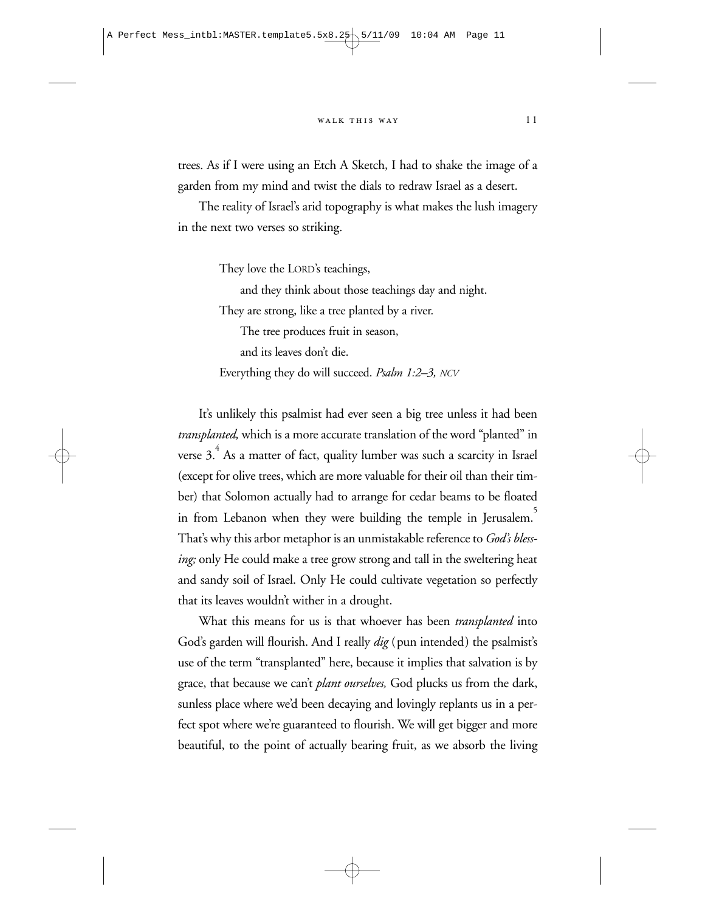trees. As if I were using an Etch A Sketch, I had to shake the image of a garden from my mind and twist the dials to redraw Israel as a desert.

The reality of Israel's arid topography is what makes the lush imagery in the next two verses so striking.

> They love the LORD's teachings,
>     and they think about those teachings day and night.
> They are strong, like a tree planted by a river.
>     The tree produces fruit in season,
>     and its leaves don't die.
> Everything they do will succeed. *Psalm 1:2–3, NCV*

It's unlikely this psalmist had ever seen a big tree unless it had been *transplanted,* which is a more accurate translation of the word "planted" in verse 3.[4] As a matter of fact, quality lumber was such a scarcity in Israel (except for olive trees, which are more valuable for their oil than their timber) that Solomon actually had to arrange for cedar beams to be floated in from Lebanon when they were building the temple in Jerusalem.[5] That's why this arbor metaphor is an unmistakable reference to *God's blessing;* only He could make a tree grow strong and tall in the sweltering heat and sandy soil of Israel. Only He could cultivate vegetation so perfectly that its leaves wouldn't wither in a drought.

What this means for us is that whoever has been *transplanted* into God's garden will flourish. And I really *dig* (pun intended) the psalmist's use of the term "transplanted" here, because it implies that salvation is by grace, that because we can't *plant ourselves,* God plucks us from the dark, sunless place where we'd been decaying and lovingly replants us in a perfect spot where we're guaranteed to flourish. We will get bigger and more beautiful, to the point of actually bearing fruit, as we absorb the living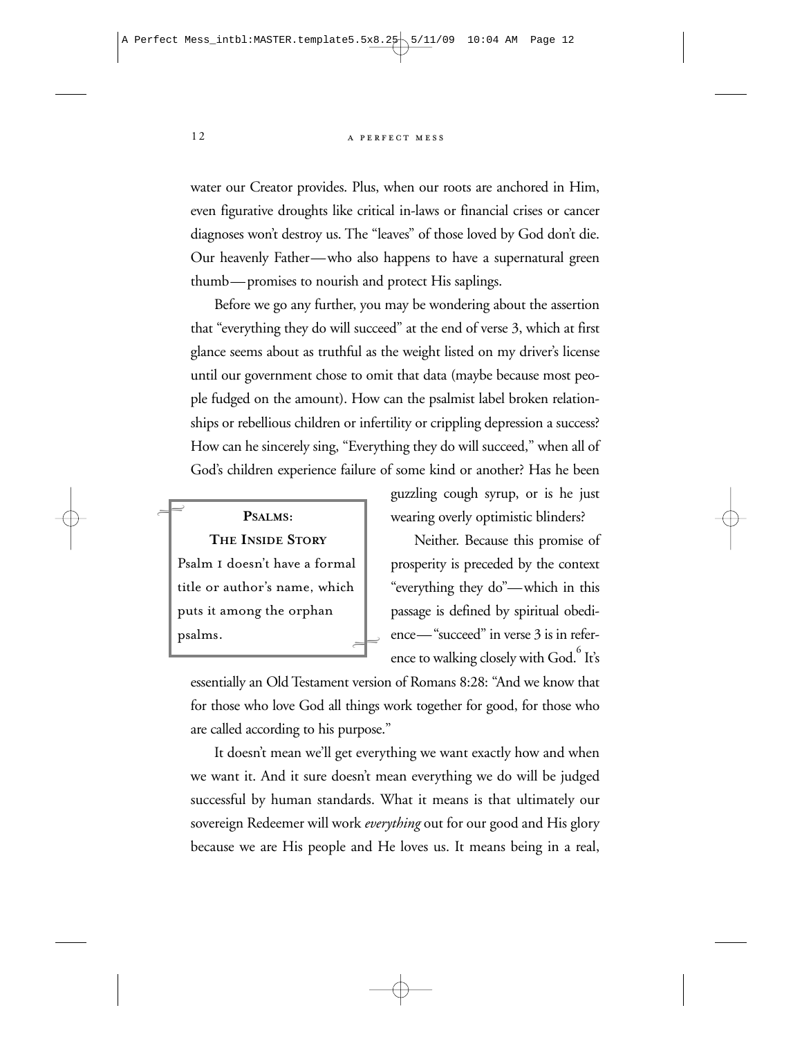water our Creator provides. Plus, when our roots are anchored in Him, even figurative droughts like critical in-laws or financial crises or cancer diagnoses won't destroy us. The "leaves" of those loved by God don't die. Our heavenly Father—who also happens to have a supernatural green thumb—promises to nourish and protect His saplings.

Before we go any further, you may be wondering about the assertion that "everything they do will succeed" at the end of verse 3, which at first glance seems about as truthful as the weight listed on my driver's license until our government chose to omit that data (maybe because most people fudged on the amount). How can the psalmist label broken relationships or rebellious children or infertility or crippling depression a success? How can he sincerely sing, "Everything they do will succeed," when all of God's children experience failure of some kind or another? Has he been guzzling cough syrup, or is he just wearing overly optimistic blinders?

> **PSALMS:**
> **THE INSIDE STORY**
> Psalm 1 doesn't have a formal title or author's name, which puts it among the orphan psalms.

Neither. Because this promise of prosperity is preceded by the context "everything they do"—which in this passage is defined by spiritual obedience—"succeed" in verse 3 is in reference to walking closely with God.[6] It's essentially an Old Testament version of Romans 8:28: "And we know that for those who love God all things work together for good, for those who are called according to his purpose."

It doesn't mean we'll get everything we want exactly how and when we want it. And it sure doesn't mean everything we do will be judged successful by human standards. What it means is that ultimately our sovereign Redeemer will work *everything* out for our good and His glory because we are His people and He loves us. It means being in a real,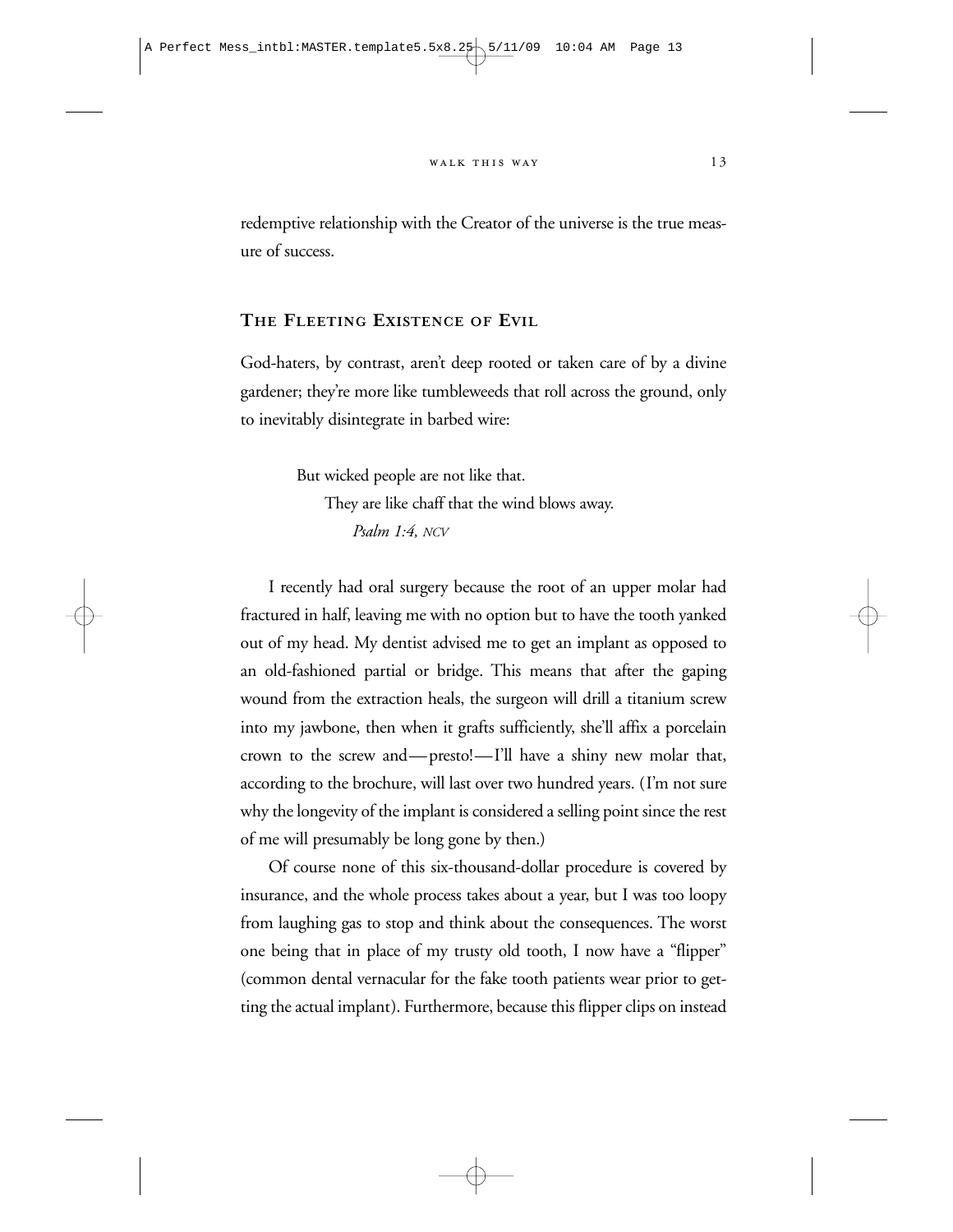redemptive relationship with the Creator of the universe is the true measure of success.

## The Fleeting Existence of Evil

God-haters, by contrast, aren't deep rooted or taken care of by a divine gardener; they're more like tumbleweeds that roll across the ground, only to inevitably disintegrate in barbed wire:

> But wicked people are not like that.
> They are like chaff that the wind blows away.
> *Psalm 1:4, NCV*

I recently had oral surgery because the root of an upper molar had fractured in half, leaving me with no option but to have the tooth yanked out of my head. My dentist advised me to get an implant as opposed to an old-fashioned partial or bridge. This means that after the gaping wound from the extraction heals, the surgeon will drill a titanium screw into my jawbone, then when it grafts sufficiently, she'll affix a porcelain crown to the screw and—presto!—I'll have a shiny new molar that, according to the brochure, will last over two hundred years. (I'm not sure why the longevity of the implant is considered a selling point since the rest of me will presumably be long gone by then.)

Of course none of this six-thousand-dollar procedure is covered by insurance, and the whole process takes about a year, but I was too loopy from laughing gas to stop and think about the consequences. The worst one being that in place of my trusty old tooth, I now have a "flipper" (common dental vernacular for the fake tooth patients wear prior to getting the actual implant). Furthermore, because this flipper clips on instead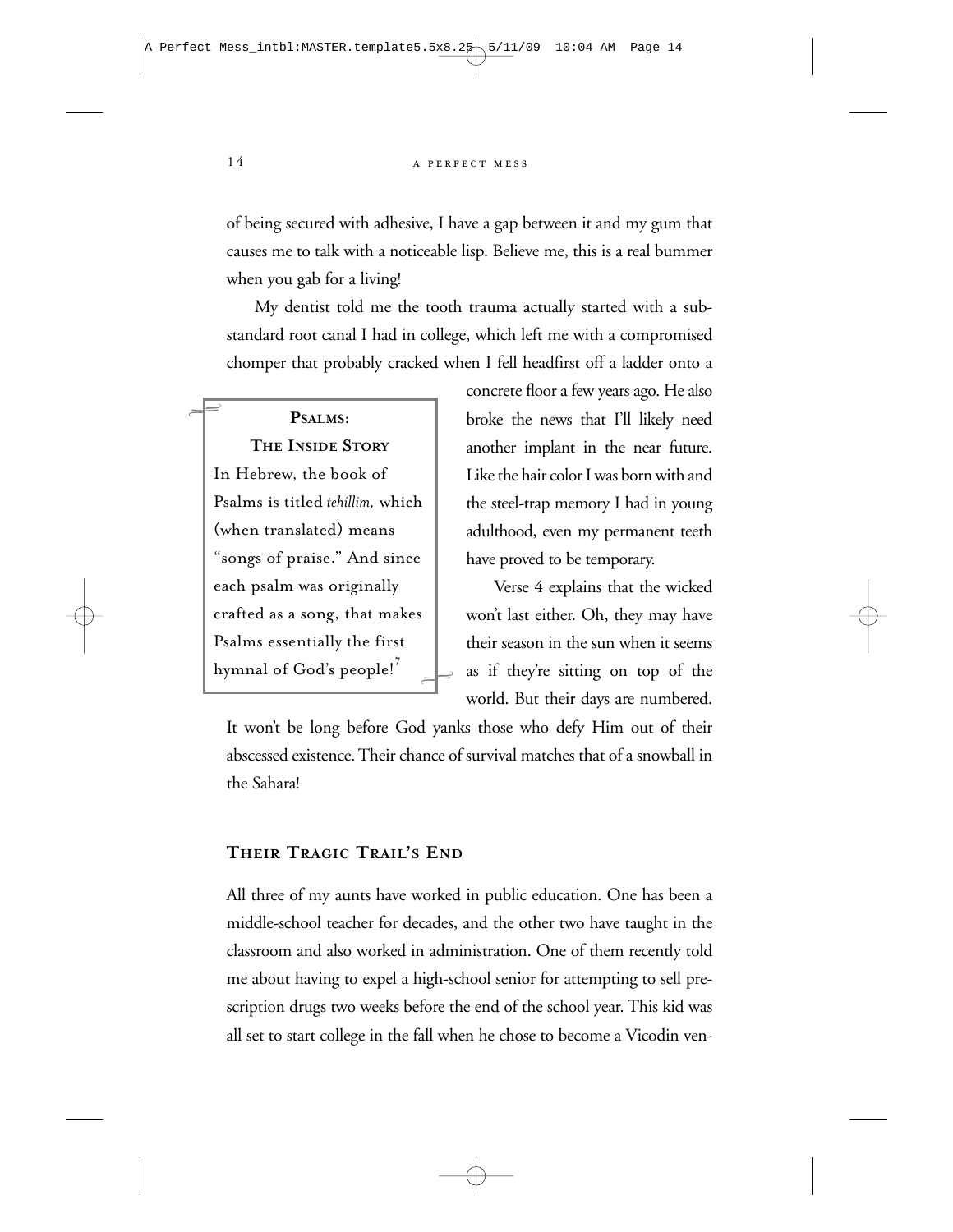of being secured with adhesive, I have a gap between it and my gum that causes me to talk with a noticeable lisp. Believe me, this is a real bummer when you gab for a living!

My dentist told me the tooth trauma actually started with a substandard root canal I had in college, which left me with a compromised chomper that probably cracked when I fell headfirst off a ladder onto a concrete floor a few years ago. He also broke the news that I'll likely need another implant in the near future. Like the hair color I was born with and the steel-trap memory I had in young adulthood, even my permanent teeth have proved to be temporary.

> **PSALMS: THE INSIDE STORY**
>
> In Hebrew, the book of Psalms is titled *tehillim,* which (when translated) means "songs of praise." And since each psalm was originally crafted as a song, that makes Psalms essentially the first hymnal of God's people![7]

Verse 4 explains that the wicked won't last either. Oh, they may have their season in the sun when it seems as if they're sitting on top of the world. But their days are numbered. It won't be long before God yanks those who defy Him out of their abscessed existence. Their chance of survival matches that of a snowball in the Sahara!

## THEIR TRAGIC TRAIL'S END

All three of my aunts have worked in public education. One has been a middle-school teacher for decades, and the other two have taught in the classroom and also worked in administration. One of them recently told me about having to expel a high-school senior for attempting to sell prescription drugs two weeks before the end of the school year. This kid was all set to start college in the fall when he chose to become a Vicodin ven-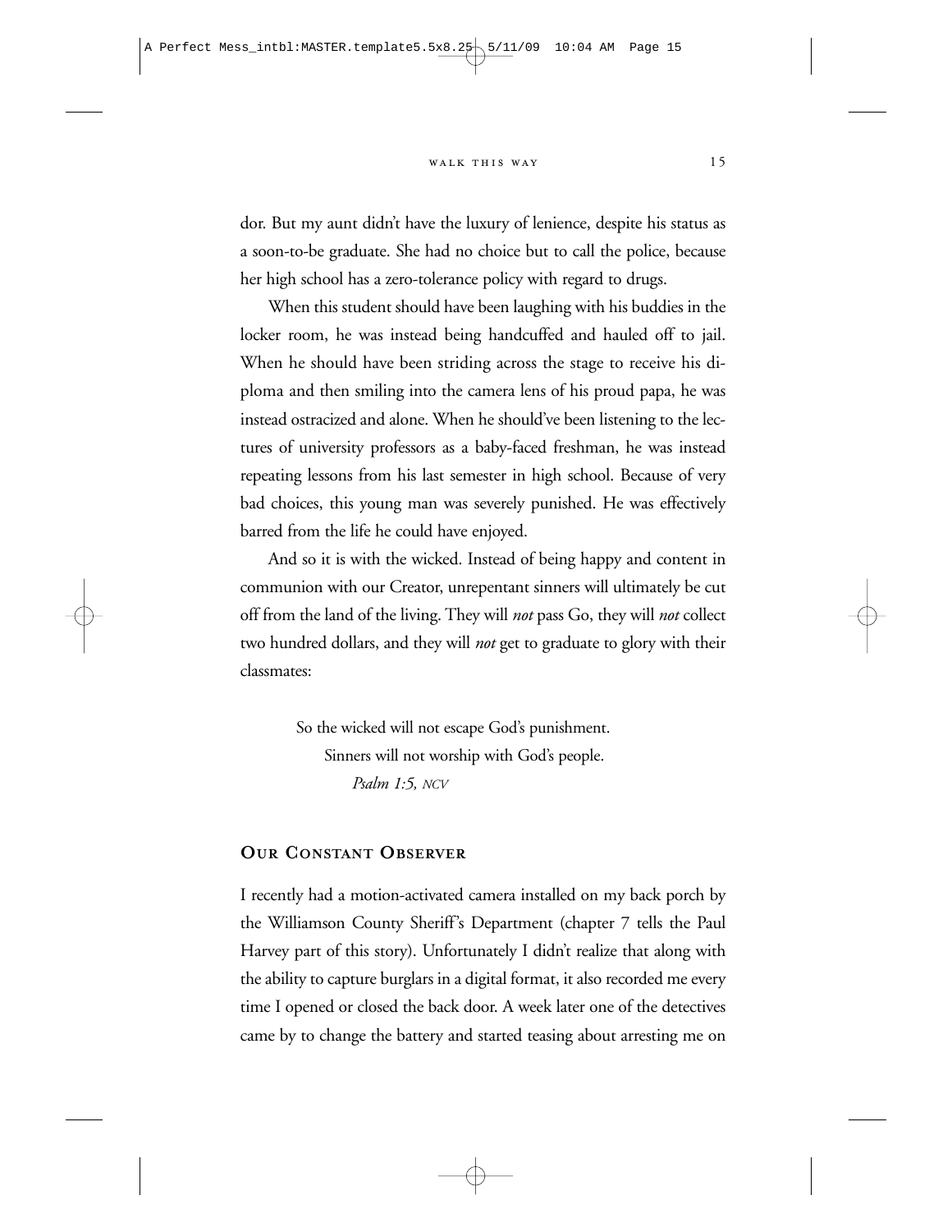dor. But my aunt didn't have the luxury of lenience, despite his status as a soon-to-be graduate. She had no choice but to call the police, because her high school has a zero-tolerance policy with regard to drugs.

When this student should have been laughing with his buddies in the locker room, he was instead being handcuffed and hauled off to jail. When he should have been striding across the stage to receive his diploma and then smiling into the camera lens of his proud papa, he was instead ostracized and alone. When he should've been listening to the lectures of university professors as a baby-faced freshman, he was instead repeating lessons from his last semester in high school. Because of very bad choices, this young man was severely punished. He was effectively barred from the life he could have enjoyed.

And so it is with the wicked. Instead of being happy and content in communion with our Creator, unrepentant sinners will ultimately be cut off from the land of the living. They will *not* pass Go, they will *not* collect two hundred dollars, and they will *not* get to graduate to glory with their classmates:

> So the wicked will not escape God's punishment.
> Sinners will not worship with God's people.
> *Psalm 1:5,* NCV

## Our Constant Observer

I recently had a motion-activated camera installed on my back porch by the Williamson County Sheriff's Department (chapter 7 tells the Paul Harvey part of this story). Unfortunately I didn't realize that along with the ability to capture burglars in a digital format, it also recorded me every time I opened or closed the back door. A week later one of the detectives came by to change the battery and started teasing about arresting me on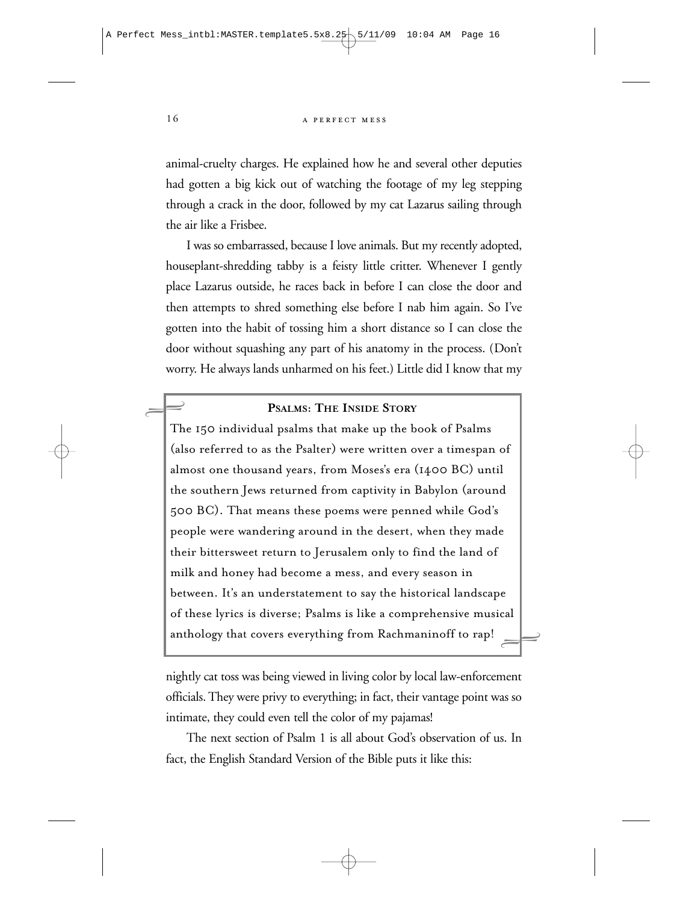animal-cruelty charges. He explained how he and several other deputies had gotten a big kick out of watching the footage of my leg stepping through a crack in the door, followed by my cat Lazarus sailing through the air like a Frisbee.

I was so embarrassed, because I love animals. But my recently adopted, houseplant-shredding tabby is a feisty little critter. Whenever I gently place Lazarus outside, he races back in before I can close the door and then attempts to shred something else before I nab him again. So I've gotten into the habit of tossing him a short distance so I can close the door without squashing any part of his anatomy in the process. (Don't worry. He always lands unharmed on his feet.) Little did I know that my nightly cat toss was being viewed in living color by local law-enforcement officials. They were privy to everything; in fact, their vantage point was so intimate, they could even tell the color of my pajamas!

> **PSALMS: THE INSIDE STORY**
>
> The 150 individual psalms that make up the book of Psalms (also referred to as the Psalter) were written over a timespan of almost one thousand years, from Moses's era (1400 BC) until the southern Jews returned from captivity in Babylon (around 500 BC). That means these poems were penned while God's people were wandering around in the desert, when they made their bittersweet return to Jerusalem only to find the land of milk and honey had become a mess, and every season in between. It's an understatement to say the historical landscape of these lyrics is diverse; Psalms is like a comprehensive musical anthology that covers everything from Rachmaninoff to rap!

The next section of Psalm 1 is all about God's observation of us. In fact, the English Standard Version of the Bible puts it like this: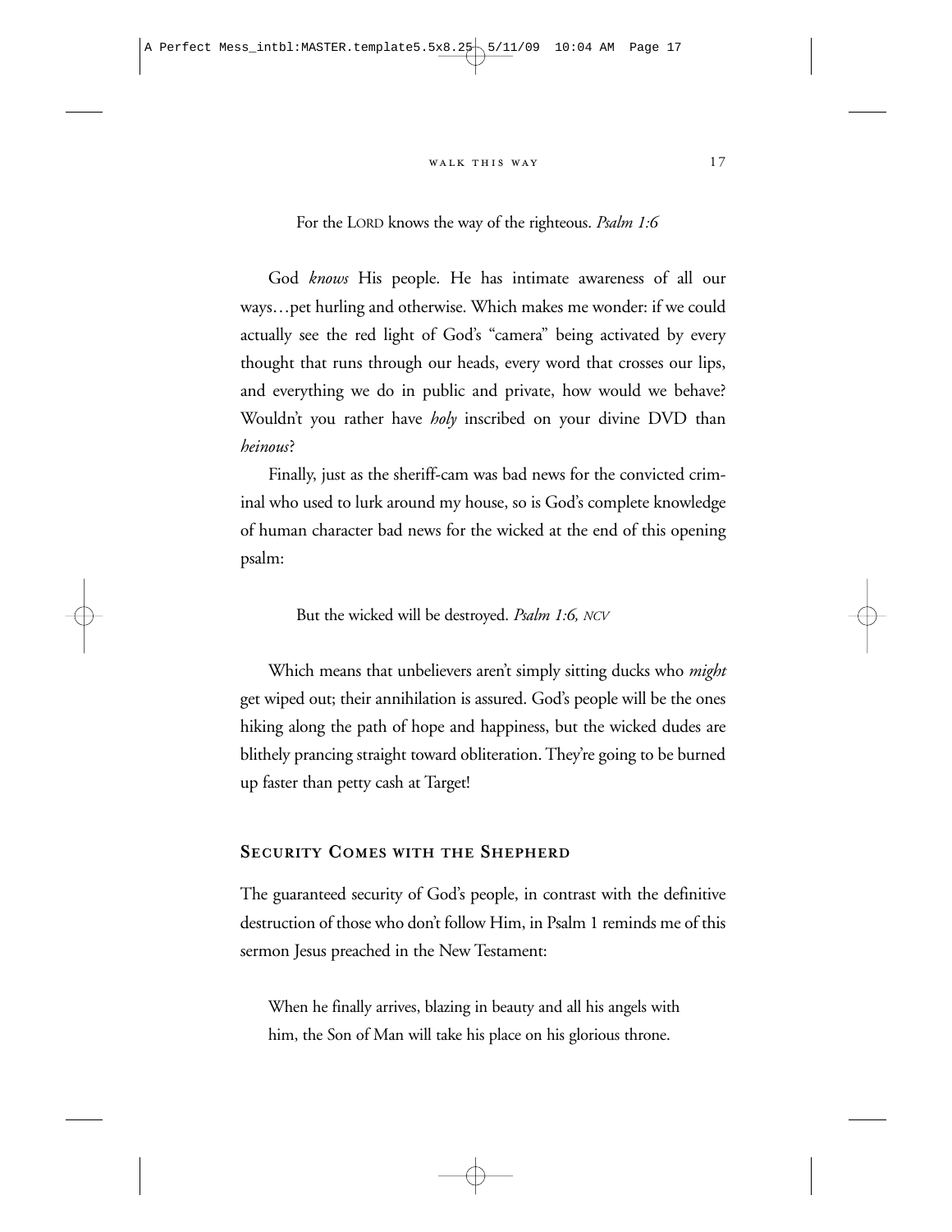For the LORD knows the way of the righteous. *Psalm 1:6*

God *knows* His people. He has intimate awareness of all our ways…pet hurling and otherwise. Which makes me wonder: if we could actually see the red light of God's "camera" being activated by every thought that runs through our heads, every word that crosses our lips, and everything we do in public and private, how would we behave? Wouldn't you rather have *holy* inscribed on your divine DVD than *heinous*?

Finally, just as the sheriff-cam was bad news for the convicted criminal who used to lurk around my house, so is God's complete knowledge of human character bad news for the wicked at the end of this opening psalm:

But the wicked will be destroyed. *Psalm 1:6, NCV*

Which means that unbelievers aren't simply sitting ducks who *might* get wiped out; their annihilation is assured. God's people will be the ones hiking along the path of hope and happiness, but the wicked dudes are blithely prancing straight toward obliteration. They're going to be burned up faster than petty cash at Target!

## SECURITY COMES WITH THE SHEPHERD

The guaranteed security of God's people, in contrast with the definitive destruction of those who don't follow Him, in Psalm 1 reminds me of this sermon Jesus preached in the New Testament:

When he finally arrives, blazing in beauty and all his angels with him, the Son of Man will take his place on his glorious throne.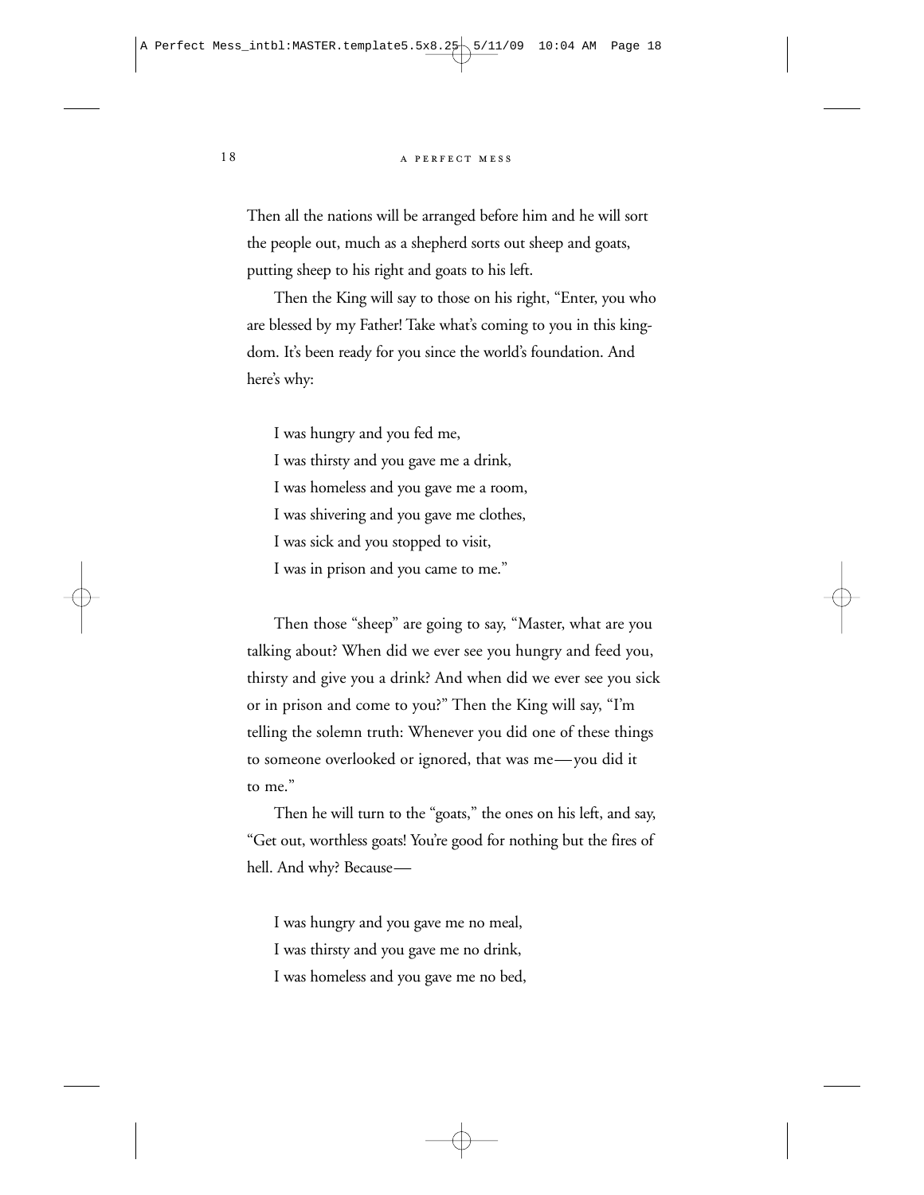Then all the nations will be arranged before him and he will sort the people out, much as a shepherd sorts out sheep and goats, putting sheep to his right and goats to his left.

Then the King will say to those on his right, "Enter, you who are blessed by my Father! Take what's coming to you in this kingdom. It's been ready for you since the world's foundation. And here's why:

> I was hungry and you fed me,  
> I was thirsty and you gave me a drink,  
> I was homeless and you gave me a room,  
> I was shivering and you gave me clothes,  
> I was sick and you stopped to visit,  
> I was in prison and you came to me."

Then those "sheep" are going to say, "Master, what are you talking about? When did we ever see you hungry and feed you, thirsty and give you a drink? And when did we ever see you sick or in prison and come to you?" Then the King will say, "I'm telling the solemn truth: Whenever you did one of these things to someone overlooked or ignored, that was me—you did it to me."

Then he will turn to the "goats," the ones on his left, and say, "Get out, worthless goats! You're good for nothing but the fires of hell. And why? Because—

> I was hungry and you gave me no meal,  
> I was thirsty and you gave me no drink,  
> I was homeless and you gave me no bed,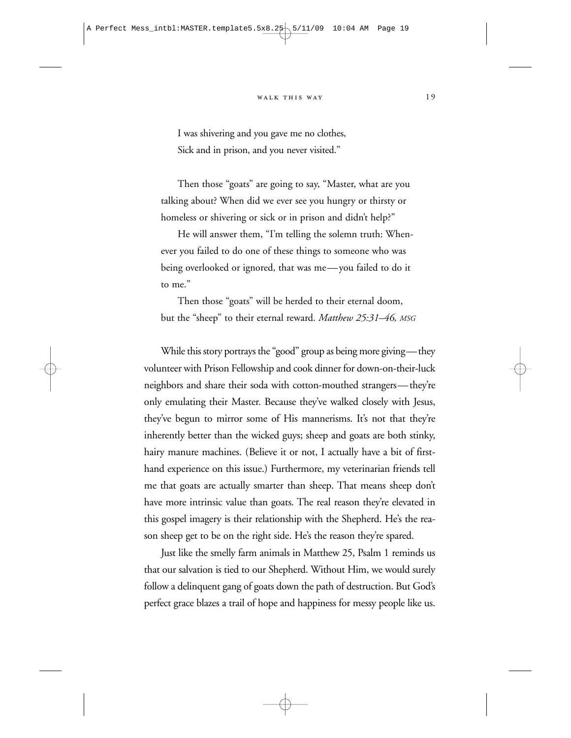I was shivering and you gave me no clothes,
Sick and in prison, and you never visited."

Then those "goats" are going to say, "Master, what are you talking about? When did we ever see you hungry or thirsty or homeless or shivering or sick or in prison and didn't help?"

He will answer them, "I'm telling the solemn truth: Whenever you failed to do one of these things to someone who was being overlooked or ignored, that was me—you failed to do it to me."

Then those "goats" will be herded to their eternal doom, but the "sheep" to their eternal reward. *Matthew 25:31–46, MSG*

While this story portrays the "good" group as being more giving—they volunteer with Prison Fellowship and cook dinner for down-on-their-luck neighbors and share their soda with cotton-mouthed strangers—they're only emulating their Master. Because they've walked closely with Jesus, they've begun to mirror some of His mannerisms. It's not that they're inherently better than the wicked guys; sheep and goats are both stinky, hairy manure machines. (Believe it or not, I actually have a bit of first-hand experience on this issue.) Furthermore, my veterinarian friends tell me that goats are actually smarter than sheep. That means sheep don't have more intrinsic value than goats. The real reason they're elevated in this gospel imagery is their relationship with the Shepherd. He's the reason sheep get to be on the right side. He's the reason they're spared.

Just like the smelly farm animals in Matthew 25, Psalm 1 reminds us that our salvation is tied to our Shepherd. Without Him, we would surely follow a delinquent gang of goats down the path of destruction. But God's perfect grace blazes a trail of hope and happiness for messy people like us.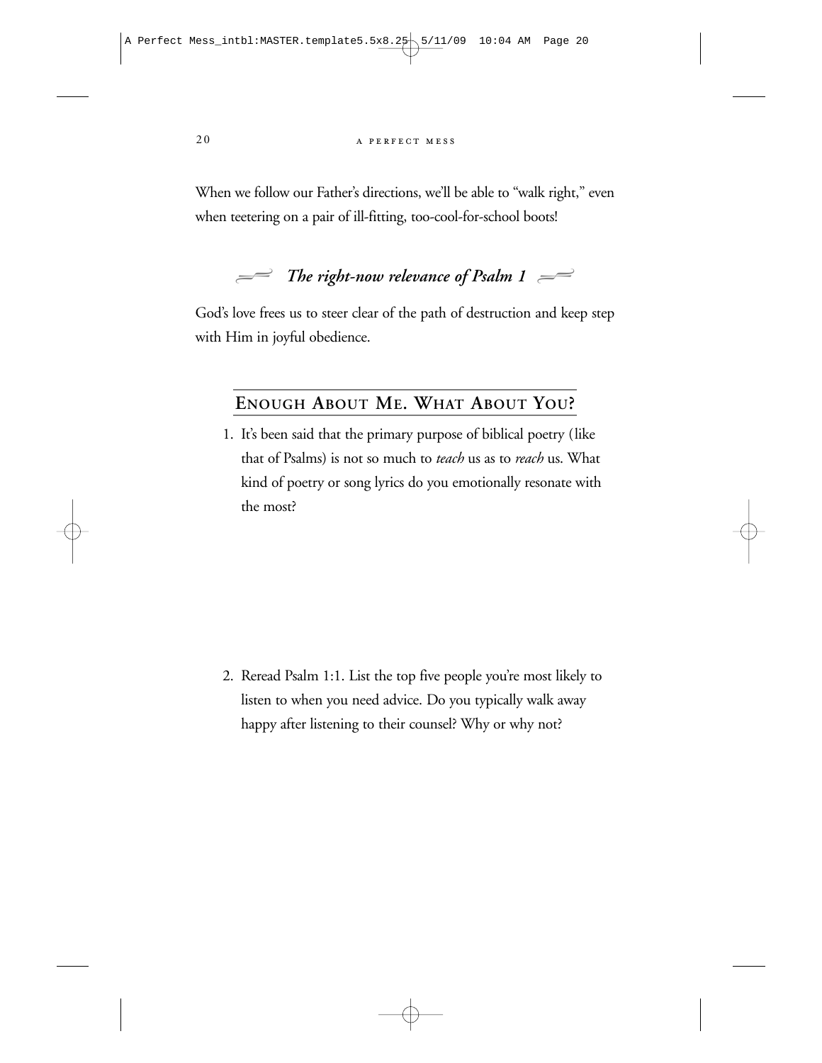When we follow our Father's directions, we'll be able to "walk right," even when teetering on a pair of ill-fitting, too-cool-for-school boots!

### *The right-now relevance of Psalm 1*

God's love frees us to steer clear of the path of destruction and keep step with Him in joyful obedience.

## ENOUGH ABOUT ME. WHAT ABOUT YOU?

1. It's been said that the primary purpose of biblical poetry (like that of Psalms) is not so much to *teach* us as to *reach* us. What kind of poetry or song lyrics do you emotionally resonate with the most?

2. Reread Psalm 1:1. List the top five people you're most likely to listen to when you need advice. Do you typically walk away happy after listening to their counsel? Why or why not?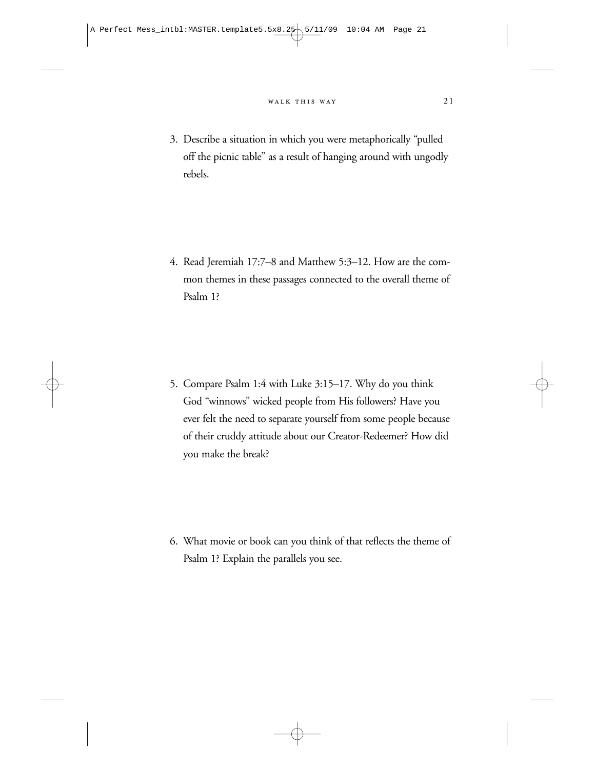3. Describe a situation in which you were metaphorically "pulled off the picnic table" as a result of hanging around with ungodly rebels.

4. Read Jeremiah 17:7–8 and Matthew 5:3–12. How are the common themes in these passages connected to the overall theme of Psalm 1?

5. Compare Psalm 1:4 with Luke 3:15–17. Why do you think God "winnows" wicked people from His followers? Have you ever felt the need to separate yourself from some people because of their cruddy attitude about our Creator-Redeemer? How did you make the break?

6. What movie or book can you think of that reflects the theme of Psalm 1? Explain the parallels you see.